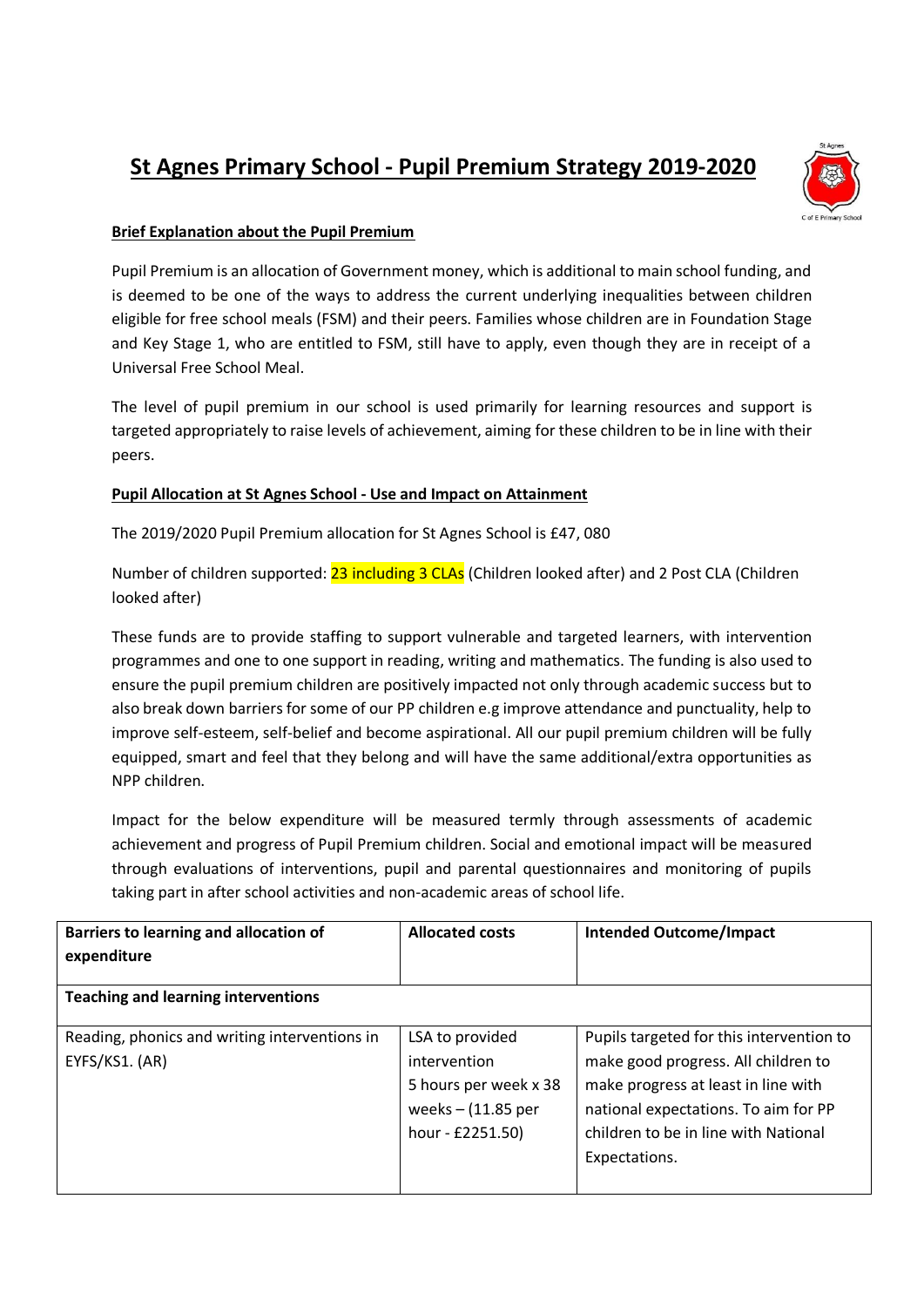# St Agnes Primary School - Pupil Premium Strategy 2019-2020

**Brief Explanation about the Pupil Premium**

Pupil Premium is an allocation of Government money, which is additional to main school funding, and is deemed to be one of the ways to address the current underlying inequalities between children eligible for free school meals (FSM) and their peers. Families whose children are in Foundation Stage and Key Stage 1, who are entitled to FSM, still have to apply, even though they are in receipt of a Universal Free School Meal.

The level of pupil premium in our school is used primarily for learning resources and support is targeted appropriately to raise levels of achievement, aiming for these children to be in line with their peers.

**Pupil Allocation at St Agnes School - Use and Impact on Attainment**

The 2019/2020 Pupil Premium allocation for St Agnes School is £47, 080

Number of children supported: 23 including 3 CLAs (Children looked after) and 2 Post CLA (Children looked after)

These funds are to provide staffing to support vulnerable and targeted learners, with intervention programmes and one to one support in reading, writing and mathematics. The funding is also used to ensure the pupil premium children are positively impacted not only through academic success but to also break down barriers for some of our PP children e.g improve attendance and punctuality, help to improve self-esteem, self-belief and become aspirational. All our pupil premium children will be fully equipped, smart and feel that they belong and will have the same additional/extra opportunities as NPP children.

Impact for the below expenditure will be measured termly through assessments of academic achievement and progress of Pupil Premium children. Social and emotional impact will be measured through evaluations of interventions, pupil and parental questionnaires and monitoring of pupils taking part in after school activities and non-academic areas of school life.

| Barriers to learning and allocation of expenditure | Allocated costs | Intended Outcome/Impact |
|---|---|---|
| **Teaching and learning interventions** | | |
| Reading, phonics and writing interventions in EYFS/KS1. (AR) | LSA to provided intervention 5 hours per week x 38 weeks – (11.85 per hour - £2251.50) | Pupils targeted for this intervention to make good progress. All children to make progress at least in line with national expectations. To aim for PP children to be in line with National Expectations. |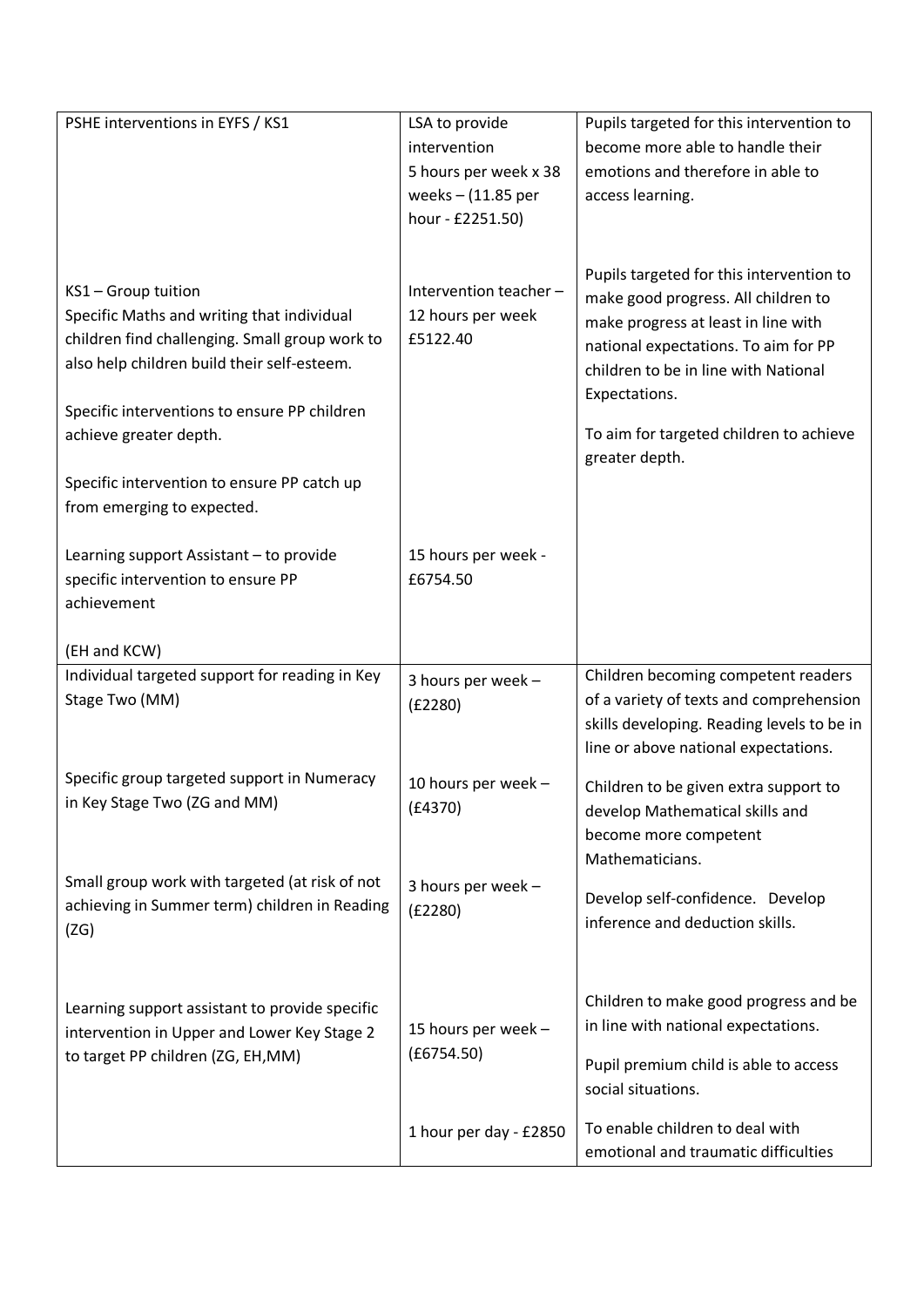| | | |
|---|---|---|
| PSHE interventions in EYFS / KS1<br><br>KS1 – Group tuition<br>Specific Maths and writing that individual children find challenging. Small group work to also help children build their self-esteem.<br><br>Specific interventions to ensure PP children achieve greater depth.<br><br>Specific intervention to ensure PP catch up from emerging to expected.<br><br>Learning support Assistant – to provide specific intervention to ensure PP achievement<br><br>(EH and KCW) | LSA to provide intervention<br>5 hours per week x 38 weeks – (11.85 per hour - £2251.50)<br><br>Intervention teacher – 12 hours per week<br>£5122.40<br><br>15 hours per week - £6754.50 | Pupils targeted for this intervention to become more able to handle their emotions and therefore in able to access learning.<br><br>Pupils targeted for this intervention to make good progress. All children to make progress at least in line with national expectations. To aim for PP children to be in line with National Expectations.<br><br>To aim for targeted children to achieve greater depth. |
| Individual targeted support for reading in Key Stage Two (MM)<br><br>Specific group targeted support in Numeracy in Key Stage Two (ZG and MM)<br><br>Small group work with targeted (at risk of not achieving in Summer term) children in Reading (ZG)<br><br>Learning support assistant to provide specific intervention in Upper and Lower Key Stage 2 to target PP children (ZG, EH,MM) | 3 hours per week – (£2280)<br><br>10 hours per week – (£4370)<br><br>3 hours per week – (£2280)<br><br>15 hours per week – (£6754.50)<br><br>1 hour per day - £2850 | Children becoming competent readers of a variety of texts and comprehension skills developing. Reading levels to be in line or above national expectations.<br><br>Children to be given extra support to develop Mathematical skills and become more competent Mathematicians.<br><br>Develop self-confidence. Develop inference and deduction skills.<br><br>Children to make good progress and be in line with national expectations.<br><br>Pupil premium child is able to access social situations.<br><br>To enable children to deal with emotional and traumatic difficulties |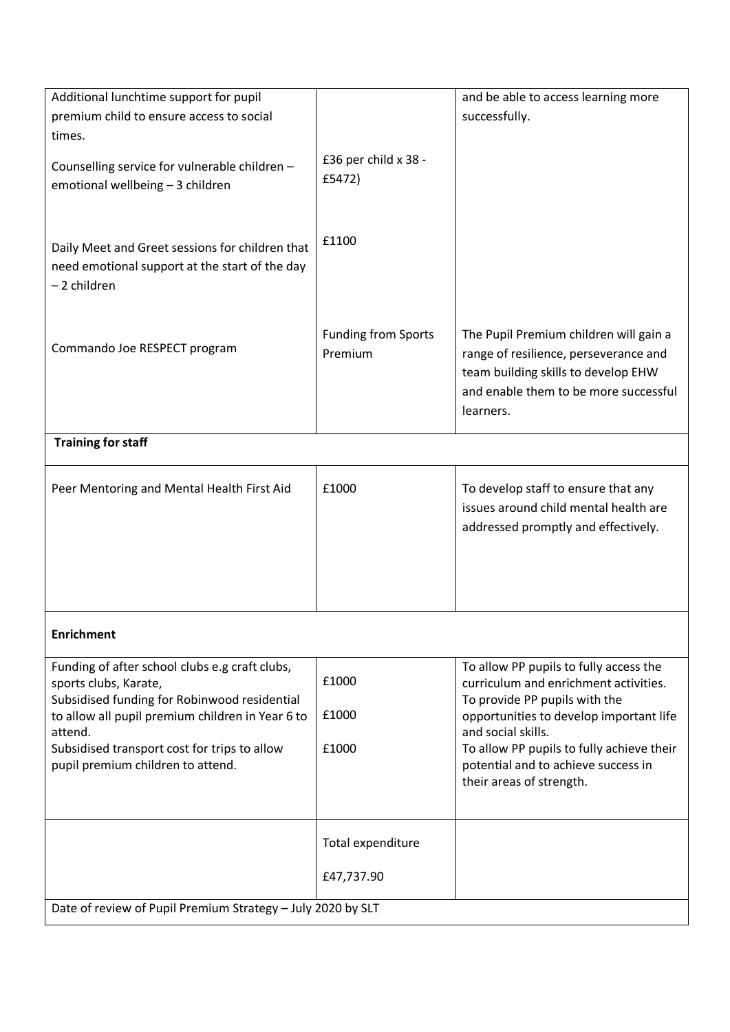| | | |
|---|---|---|
| Additional lunchtime support for pupil premium child to ensure access to social times.<br><br>Counselling service for vulnerable children – emotional wellbeing – 3 children<br><br>Daily Meet and Greet sessions for children that need emotional support at the start of the day – 2 children | <br><br>£36 per child x 38 - £5472)<br><br>£1100 | and be able to access learning more successfully. |
| Commando Joe RESPECT program | Funding from Sports Premium | The Pupil Premium children will gain a range of resilience, perseverance and team building skills to develop EHW and enable them to be more successful learners. |
| **Training for staff** | | |
| Peer Mentoring and Mental Health First Aid | £1000 | To develop staff to ensure that any issues around child mental health are addressed promptly and effectively. |
| **Enrichment** | | |
| Funding of after school clubs e.g craft clubs, sports clubs, Karate,<br>Subsidised funding for Robinwood residential to allow all pupil premium children in Year 6 to attend.<br>Subsidised transport cost for trips to allow pupil premium children to attend. | £1000<br><br>£1000<br><br>£1000 | To allow PP pupils to fully access the curriculum and enrichment activities.<br>To provide PP pupils with the opportunities to develop important life and social skills.<br>To allow PP pupils to fully achieve their potential and to achieve success in their areas of strength. |
| | Total expenditure<br><br>£47,737.90 | |
| Date of review of Pupil Premium Strategy – July 2020 by SLT | | |